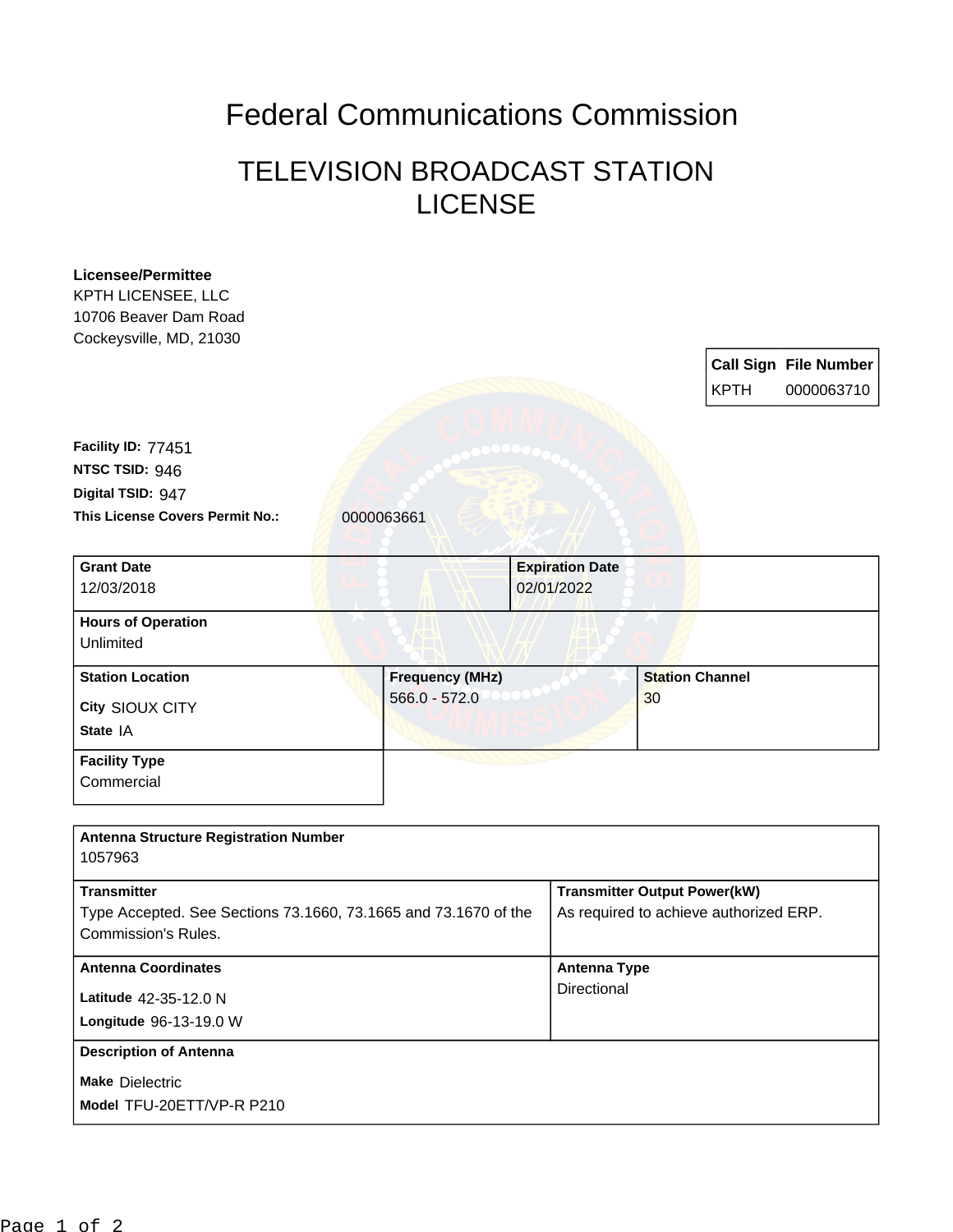# Federal Communications Commission

## TELEVISION BROADCAST STATION LICENSE

**Licensee/Permittee**
KPTH LICENSEE, LLC
10706 Beaver Dam Road
Cockeysville, MD, 21030

| Call Sign | File Number |
| --- | --- |
| KPTH | 0000063710 |

**Facility ID:** 77451
**NTSC TSID:** 946
**Digital TSID:** 947
**This License Covers Permit No.:** 0000063661

| Grant Date | Expiration Date |
| --- | --- |
| 12/03/2018 | 02/01/2022 |

**Hours of Operation**
Unlimited

| Station Location | Frequency (MHz) | Station Channel |
| --- | --- | --- |
| City SIOUX CITY<br>State IA | 566.0 - 572.0 | 30 |

**Facility Type**
Commercial

**Antenna Structure Registration Number**
1057963

| Transmitter | Transmitter Output Power(kW) |
| --- | --- |
| Type Accepted. See Sections 73.1660, 73.1665 and 73.1670 of the Commission's Rules. | As required to achieve authorized ERP. |

| Antenna Coordinates | Antenna Type |
| --- | --- |
| Latitude 42-35-12.0 N<br>Longitude 96-13-19.0 W | Directional |

**Description of Antenna**
**Make** Dielectric
**Model** TFU-20ETT/VP-R P210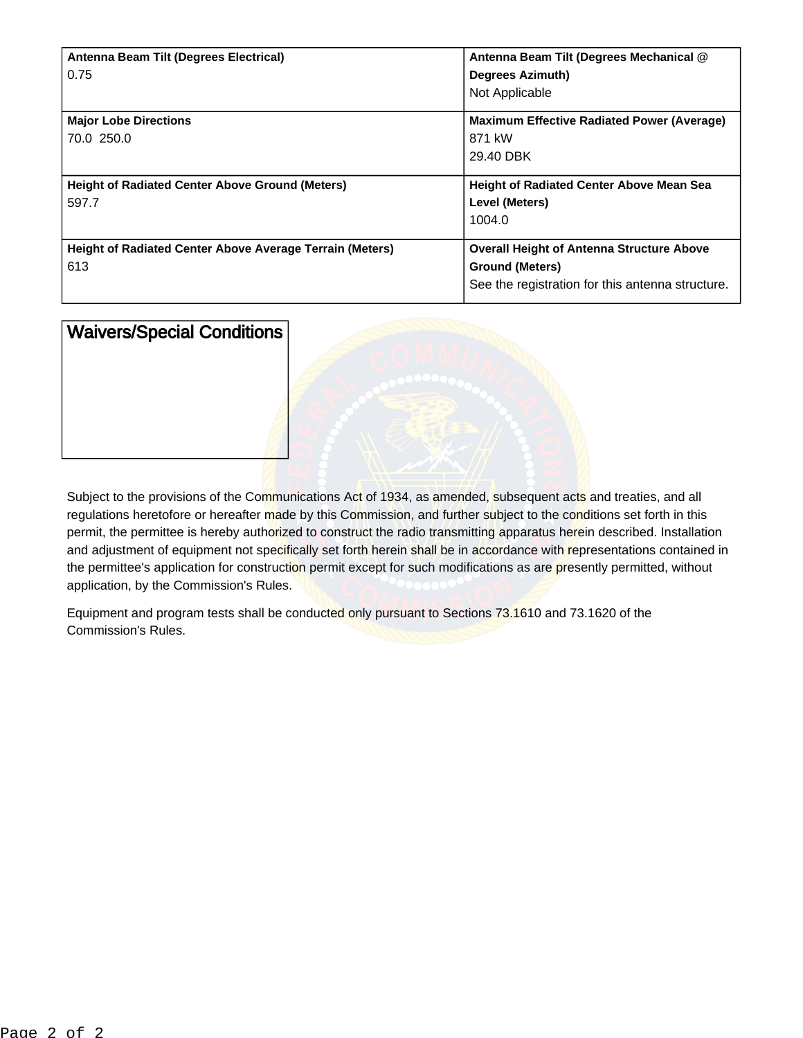| | |
|---|---|
| **Antenna Beam Tilt (Degrees Electrical)**<br>0.75 | **Antenna Beam Tilt (Degrees Mechanical @ Degrees Azimuth)**<br>Not Applicable |
| **Major Lobe Directions**<br>70.0  250.0 | **Maximum Effective Radiated Power (Average)**<br>871 kW<br>29.40 DBK |
| **Height of Radiated Center Above Ground (Meters)**<br>597.7 | **Height of Radiated Center Above Mean Sea Level (Meters)**<br>1004.0 |
| **Height of Radiated Center Above Average Terrain (Meters)**<br>613 | **Overall Height of Antenna Structure Above Ground (Meters)**<br>See the registration for this antenna structure. |

## Waivers/Special Conditions

Subject to the provisions of the Communications Act of 1934, as amended, subsequent acts and treaties, and all regulations heretofore or hereafter made by this Commission, and further subject to the conditions set forth in this permit, the permittee is hereby authorized to construct the radio transmitting apparatus herein described. Installation and adjustment of equipment not specifically set forth herein shall be in accordance with representations contained in the permittee's application for construction permit except for such modifications as are presently permitted, without application, by the Commission's Rules.

Equipment and program tests shall be conducted only pursuant to Sections 73.1610 and 73.1620 of the Commission's Rules.